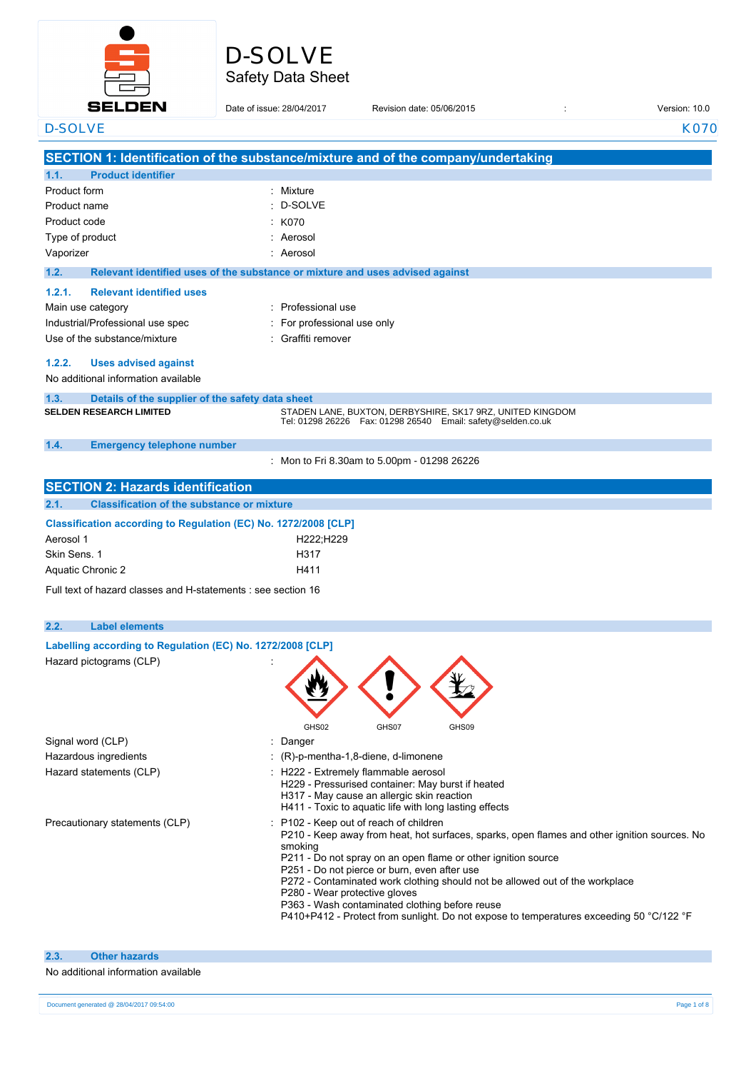# D-SOLVE
Safety Data Sheet

Date of issue: 28/04/2017 Revision date: 05/06/2015 : Version: 10.0

D-SOLVE K070

## SECTION 1: Identification of the substance/mixture and of the company/undertaking

### 1.1. Product identifier

| | |
|---|---|
| Product form | : Mixture |
| Product name | : D-SOLVE |
| Product code | : K070 |
| Type of product | : Aerosol |
| Vaporizer | : Aerosol |

### 1.2. Relevant identified uses of the substance or mixture and uses advised against

#### 1.2.1. Relevant identified uses

| | |
|---|---|
| Main use category | : Professional use |
| Industrial/Professional use spec | : For professional use only |
| Use of the substance/mixture | : Graffiti remover |

#### 1.2.2. Uses advised against

No additional information available

### 1.3. Details of the supplier of the safety data sheet

**SELDEN RESEARCH LIMITED**
STADEN LANE, BUXTON, DERBYSHIRE, SK17 9RZ, UNITED KINGDOM
Tel: 01298 26226 Fax: 01298 26540 Email: safety@selden.co.uk

### 1.4. Emergency telephone number

: Mon to Fri 8.30am to 5.00pm - 01298 26226

## SECTION 2: Hazards identification

### 2.1. Classification of the substance or mixture

**Classification according to Regulation (EC) No. 1272/2008 [CLP]**

| | |
|---|---|
| Aerosol 1 | H222;H229 |
| Skin Sens. 1 | H317 |
| Aquatic Chronic 2 | H411 |

Full text of hazard classes and H-statements : see section 16

### 2.2. Label elements

**Labelling according to Regulation (EC) No. 1272/2008 [CLP]**

Hazard pictograms (CLP) :

GHS02 GHS07 GHS09

Signal word (CLP) : Danger

Hazardous ingredients : (R)-p-mentha-1,8-diene, d-limonene

Hazard statements (CLP) :
- H222 - Extremely flammable aerosol
- H229 - Pressurised container: May burst if heated
- H317 - May cause an allergic skin reaction
- H411 - Toxic to aquatic life with long lasting effects

Precautionary statements (CLP) :
- P102 - Keep out of reach of children
- P210 - Keep away from heat, hot surfaces, sparks, open flames and other ignition sources. No smoking
- P211 - Do not spray on an open flame or other ignition source
- P251 - Do not pierce or burn, even after use
- P272 - Contaminated work clothing should not be allowed out of the workplace
- P280 - Wear protective gloves
- P363 - Wash contaminated clothing before reuse
- P410+P412 - Protect from sunlight. Do not expose to temperatures exceeding 50 °C/122 °F

### 2.3. Other hazards

No additional information available

Document generated @ 28/04/2017 09:54:00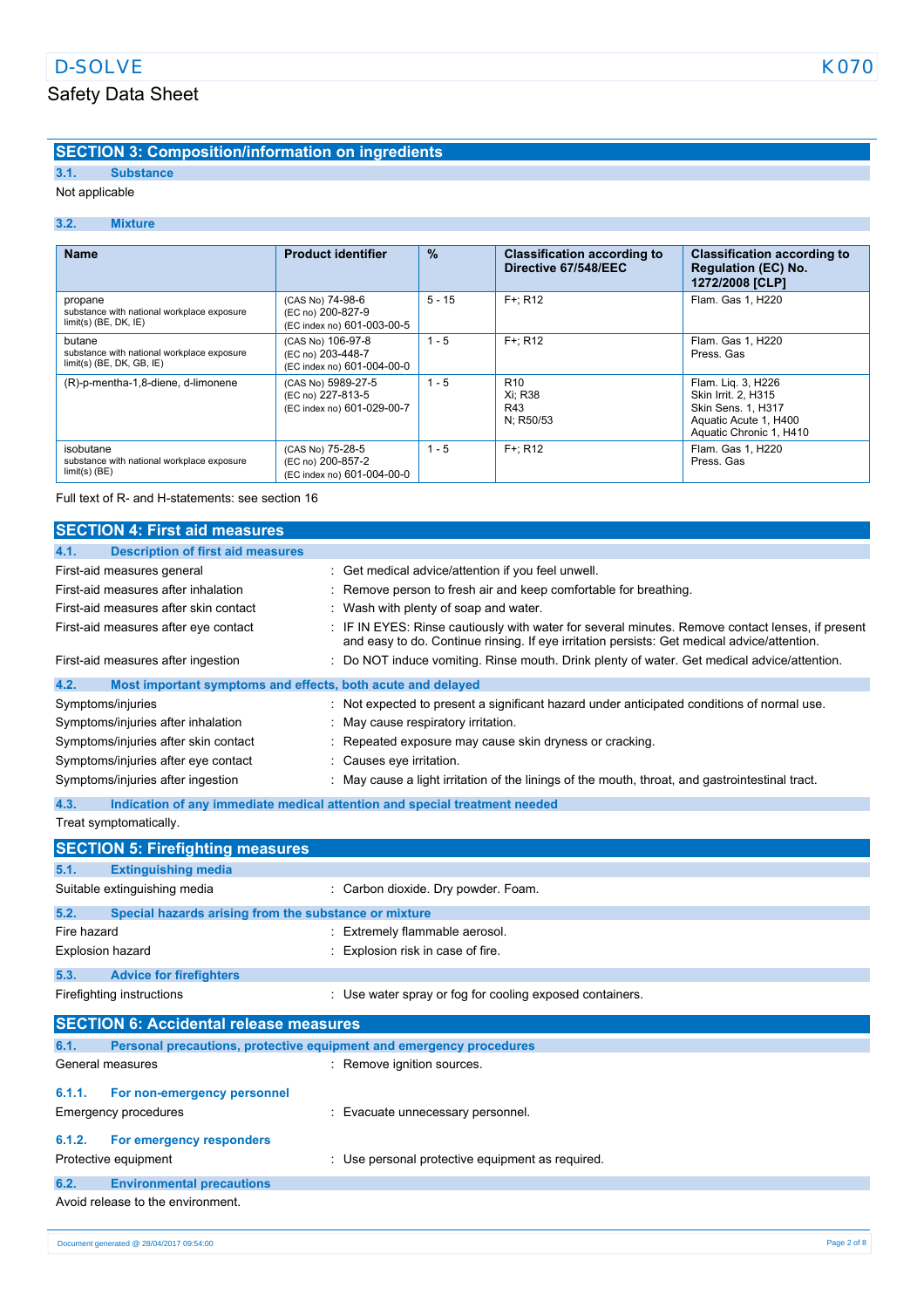## SECTION 3: Composition/information on ingredients

### 3.1. Substance

Not applicable

### 3.2. Mixture

| Name | Product identifier | % | Classification according to Directive 67/548/EEC | Classification according to Regulation (EC) No. 1272/2008 [CLP] |
|---|---|---|---|---|
| propane<br>substance with national workplace exposure limit(s) (BE, DK, IE) | (CAS No) 74-98-6<br>(EC no) 200-827-9<br>(EC index no) 601-003-00-5 | 5 - 15 | F+; R12 | Flam. Gas 1, H220 |
| butane<br>substance with national workplace exposure limit(s) (BE, DK, GB, IE) | (CAS No) 106-97-8<br>(EC no) 203-448-7<br>(EC index no) 601-004-00-0 | 1 - 5 | F+; R12 | Flam. Gas 1, H220<br>Press. Gas |
| (R)-p-mentha-1,8-diene, d-limonene | (CAS No) 5989-27-5<br>(EC no) 227-813-5<br>(EC index no) 601-029-00-7 | 1 - 5 | R10<br>Xi; R38<br>R43<br>N; R50/53 | Flam. Liq. 3, H226<br>Skin Irrit. 2, H315<br>Skin Sens. 1, H317<br>Aquatic Acute 1, H400<br>Aquatic Chronic 1, H410 |
| isobutane<br>substance with national workplace exposure limit(s) (BE) | (CAS No) 75-28-5<br>(EC no) 200-857-2<br>(EC index no) 601-004-00-0 | 1 - 5 | F+; R12 | Flam. Gas 1, H220<br>Press. Gas |

Full text of R- and H-statements: see section 16

## SECTION 4: First aid measures

### 4.1. Description of first aid measures

First-aid measures general : Get medical advice/attention if you feel unwell.

First-aid measures after inhalation : Remove person to fresh air and keep comfortable for breathing.

First-aid measures after skin contact : Wash with plenty of soap and water.

First-aid measures after eye contact : IF IN EYES: Rinse cautiously with water for several minutes. Remove contact lenses, if present and easy to do. Continue rinsing. If eye irritation persists: Get medical advice/attention.

First-aid measures after ingestion : Do NOT induce vomiting. Rinse mouth. Drink plenty of water. Get medical advice/attention.

### 4.2. Most important symptoms and effects, both acute and delayed

Symptoms/injuries : Not expected to present a significant hazard under anticipated conditions of normal use.

Symptoms/injuries after inhalation : May cause respiratory irritation.

Symptoms/injuries after skin contact : Repeated exposure may cause skin dryness or cracking.

Symptoms/injuries after eye contact : Causes eye irritation.

Symptoms/injuries after ingestion : May cause a light irritation of the linings of the mouth, throat, and gastrointestinal tract.

### 4.3. Indication of any immediate medical attention and special treatment needed

Treat symptomatically.

## SECTION 5: Firefighting measures

### 5.1. Extinguishing media

Suitable extinguishing media : Carbon dioxide. Dry powder. Foam.

### 5.2. Special hazards arising from the substance or mixture

Fire hazard : Extremely flammable aerosol.

Explosion hazard : Explosion risk in case of fire.

### 5.3. Advice for firefighters

Firefighting instructions : Use water spray or fog for cooling exposed containers.

## SECTION 6: Accidental release measures

### 6.1. Personal precautions, protective equipment and emergency procedures

General measures : Remove ignition sources.

#### 6.1.1. For non-emergency personnel

Emergency procedures : Evacuate unnecessary personnel.

#### 6.1.2. For emergency responders

Protective equipment : Use personal protective equipment as required.

### 6.2. Environmental precautions

Avoid release to the environment.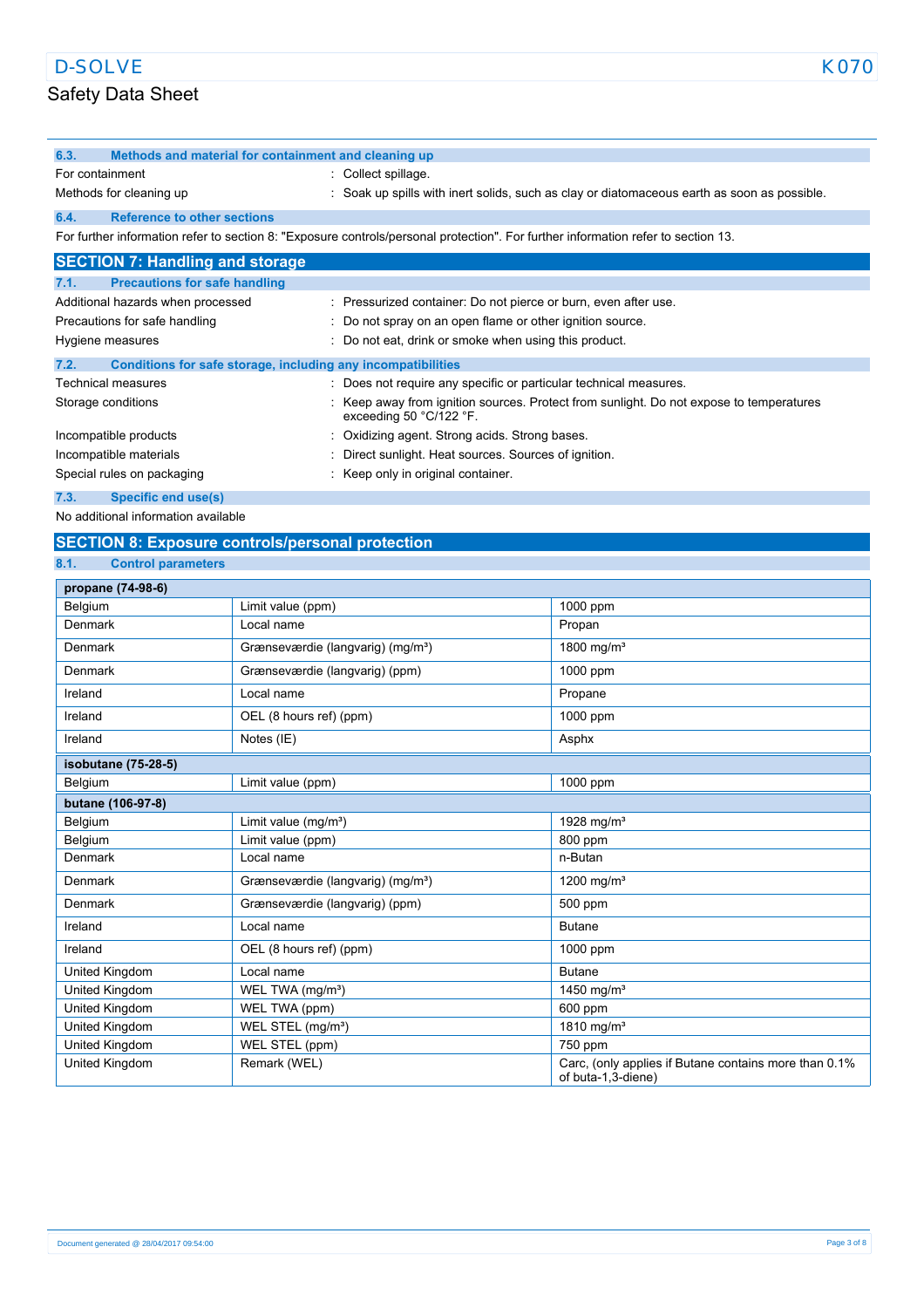### 6.3. Methods and material for containment and cleaning up

For containment : Collect spillage.

Methods for cleaning up : Soak up spills with inert solids, such as clay or diatomaceous earth as soon as possible.

### 6.4. Reference to other sections

For further information refer to section 8: "Exposure controls/personal protection". For further information refer to section 13.

## SECTION 7: Handling and storage

### 7.1. Precautions for safe handling

Additional hazards when processed : Pressurized container: Do not pierce or burn, even after use.

Precautions for safe handling : Do not spray on an open flame or other ignition source.

Hygiene measures : Do not eat, drink or smoke when using this product.

### 7.2. Conditions for safe storage, including any incompatibilities

Technical measures : Does not require any specific or particular technical measures.

Storage conditions : Keep away from ignition sources. Protect from sunlight. Do not expose to temperatures exceeding 50 °C/122 °F.

Incompatible products : Oxidizing agent. Strong acids. Strong bases.

Incompatible materials : Direct sunlight. Heat sources. Sources of ignition.

Special rules on packaging : Keep only in original container.

### 7.3. Specific end use(s)

No additional information available

## SECTION 8: Exposure controls/personal protection

### 8.1. Control parameters

| **propane (74-98-6)** | | |
|---|---|---|
| Belgium | Limit value (ppm) | 1000 ppm |
| Denmark | Local name | Propan |
| Denmark | Grænseværdie (langvarig) (mg/m³) | 1800 mg/m³ |
| Denmark | Grænseværdie (langvarig) (ppm) | 1000 ppm |
| Ireland | Local name | Propane |
| Ireland | OEL (8 hours ref) (ppm) | 1000 ppm |
| Ireland | Notes (IE) | Asphx |
| **isobutane (75-28-5)** | | |
| Belgium | Limit value (ppm) | 1000 ppm |
| **butane (106-97-8)** | | |
| Belgium | Limit value (mg/m³) | 1928 mg/m³ |
| Belgium | Limit value (ppm) | 800 ppm |
| Denmark | Local name | n-Butan |
| Denmark | Grænseværdie (langvarig) (mg/m³) | 1200 mg/m³ |
| Denmark | Grænseværdie (langvarig) (ppm) | 500 ppm |
| Ireland | Local name | Butane |
| Ireland | OEL (8 hours ref) (ppm) | 1000 ppm |
| United Kingdom | Local name | Butane |
| United Kingdom | WEL TWA (mg/m³) | 1450 mg/m³ |
| United Kingdom | WEL TWA (ppm) | 600 ppm |
| United Kingdom | WEL STEL (mg/m³) | 1810 mg/m³ |
| United Kingdom | WEL STEL (ppm) | 750 ppm |
| United Kingdom | Remark (WEL) | Carc, (only applies if Butane contains more than 0.1% of buta-1,3-diene) |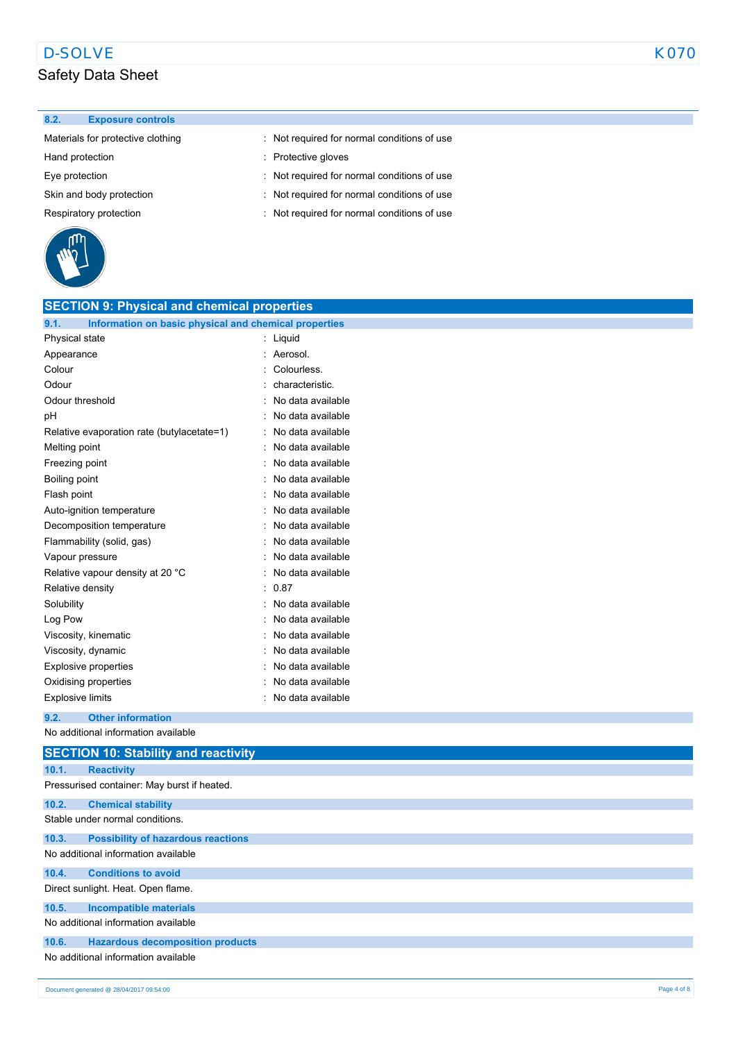### 8.2. Exposure controls

| | |
|---|---|
| Materials for protective clothing | : Not required for normal conditions of use |
| Hand protection | : Protective gloves |
| Eye protection | : Not required for normal conditions of use |
| Skin and body protection | : Not required for normal conditions of use |
| Respiratory protection | : Not required for normal conditions of use |

## SECTION 9: Physical and chemical properties

### 9.1. Information on basic physical and chemical properties

| | |
|---|---|
| Physical state | : Liquid |
| Appearance | : Aerosol. |
| Colour | : Colourless. |
| Odour | : characteristic. |
| Odour threshold | : No data available |
| pH | : No data available |
| Relative evaporation rate (butylacetate=1) | : No data available |
| Melting point | : No data available |
| Freezing point | : No data available |
| Boiling point | : No data available |
| Flash point | : No data available |
| Auto-ignition temperature | : No data available |
| Decomposition temperature | : No data available |
| Flammability (solid, gas) | : No data available |
| Vapour pressure | : No data available |
| Relative vapour density at 20 °C | : No data available |
| Relative density | : 0.87 |
| Solubility | : No data available |
| Log Pow | : No data available |
| Viscosity, kinematic | : No data available |
| Viscosity, dynamic | : No data available |
| Explosive properties | : No data available |
| Oxidising properties | : No data available |
| Explosive limits | : No data available |

### 9.2. Other information

No additional information available

## SECTION 10: Stability and reactivity

### 10.1. Reactivity

Pressurised container: May burst if heated.

### 10.2. Chemical stability

Stable under normal conditions.

### 10.3. Possibility of hazardous reactions

No additional information available

### 10.4. Conditions to avoid

Direct sunlight. Heat. Open flame.

### 10.5. Incompatible materials

No additional information available

### 10.6. Hazardous decomposition products

No additional information available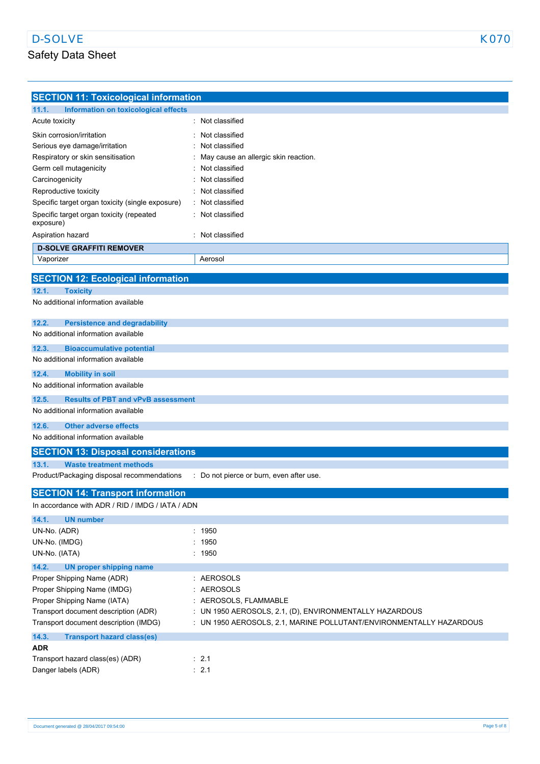## SECTION 11: Toxicological information

### 11.1. Information on toxicological effects

| | |
|---|---|
| Acute toxicity | : Not classified |
| Skin corrosion/irritation | : Not classified |
| Serious eye damage/irritation | : Not classified |
| Respiratory or skin sensitisation | : May cause an allergic skin reaction. |
| Germ cell mutagenicity | : Not classified |
| Carcinogenicity | : Not classified |
| Reproductive toxicity | : Not classified |
| Specific target organ toxicity (single exposure) | : Not classified |
| Specific target organ toxicity (repeated exposure) | : Not classified |
| Aspiration hazard | : Not classified |

| D-SOLVE GRAFFITI REMOVER | |
|---|---|
| Vaporizer | Aerosol |

## SECTION 12: Ecological information

### 12.1. Toxicity

No additional information available

### 12.2. Persistence and degradability

No additional information available

### 12.3. Bioaccumulative potential

No additional information available

### 12.4. Mobility in soil

No additional information available

### 12.5. Results of PBT and vPvB assessment

No additional information available

### 12.6. Other adverse effects

No additional information available

## SECTION 13: Disposal considerations

### 13.1. Waste treatment methods

| | |
|---|---|
| Product/Packaging disposal recommendations | : Do not pierce or burn, even after use. |

## SECTION 14: Transport information

In accordance with ADR / RID / IMDG / IATA / ADN

### 14.1. UN number

| | |
|---|---|
| UN-No. (ADR) | : 1950 |
| UN-No. (IMDG) | : 1950 |
| UN-No. (IATA) | : 1950 |

### 14.2. UN proper shipping name

| | |
|---|---|
| Proper Shipping Name (ADR) | : AEROSOLS |
| Proper Shipping Name (IMDG) | : AEROSOLS |
| Proper Shipping Name (IATA) | : AEROSOLS, FLAMMABLE |
| Transport document description (ADR) | : UN 1950 AEROSOLS, 2.1, (D), ENVIRONMENTALLY HAZARDOUS |
| Transport document description (IMDG) | : UN 1950 AEROSOLS, 2.1, MARINE POLLUTANT/ENVIRONMENTALLY HAZARDOUS |

### 14.3. Transport hazard class(es)

**ADR**

| | |
|---|---|
| Transport hazard class(es) (ADR) | : 2.1 |
| Danger labels (ADR) | : 2.1 |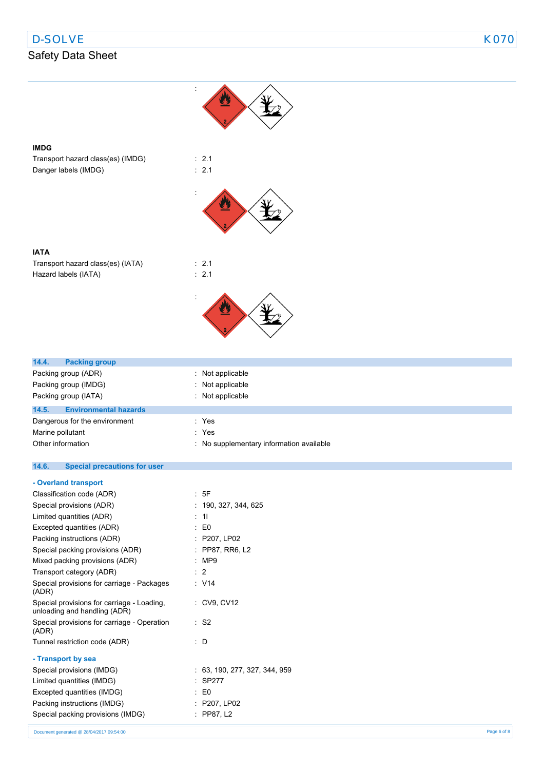:

**IMDG**

Transport hazard class(es) (IMDG) : 2.1

Danger labels (IMDG) : 2.1

:

**IATA**

Transport hazard class(es) (IATA) : 2.1

Hazard labels (IATA) : 2.1

:

## 14.4. Packing group

Packing group (ADR) : Not applicable

Packing group (IMDG) : Not applicable

Packing group (IATA) : Not applicable

## 14.5. Environmental hazards

Dangerous for the environment : Yes

Marine pollutant : Yes

Other information : No supplementary information available

## 14.6. Special precautions for user

### - Overland transport

Classification code (ADR) : 5F

Special provisions (ADR) : 190, 327, 344, 625

Limited quantities (ADR) : 1l

Excepted quantities (ADR) : E0

Packing instructions (ADR) : P207, LP02

Special packing provisions (ADR) : PP87, RR6, L2

Mixed packing provisions (ADR) : MP9

Transport category (ADR) : 2

Special provisions for carriage - Packages (ADR) : V14

Special provisions for carriage - Loading, unloading and handling (ADR) : CV9, CV12

Special provisions for carriage - Operation (ADR) : S2

Tunnel restriction code (ADR) : D

### - Transport by sea

Special provisions (IMDG) : 63, 190, 277, 327, 344, 959

Limited quantities (IMDG) : SP277

Excepted quantities (IMDG) : E0

Packing instructions (IMDG) : P207, LP02

Special packing provisions (IMDG) : PP87, L2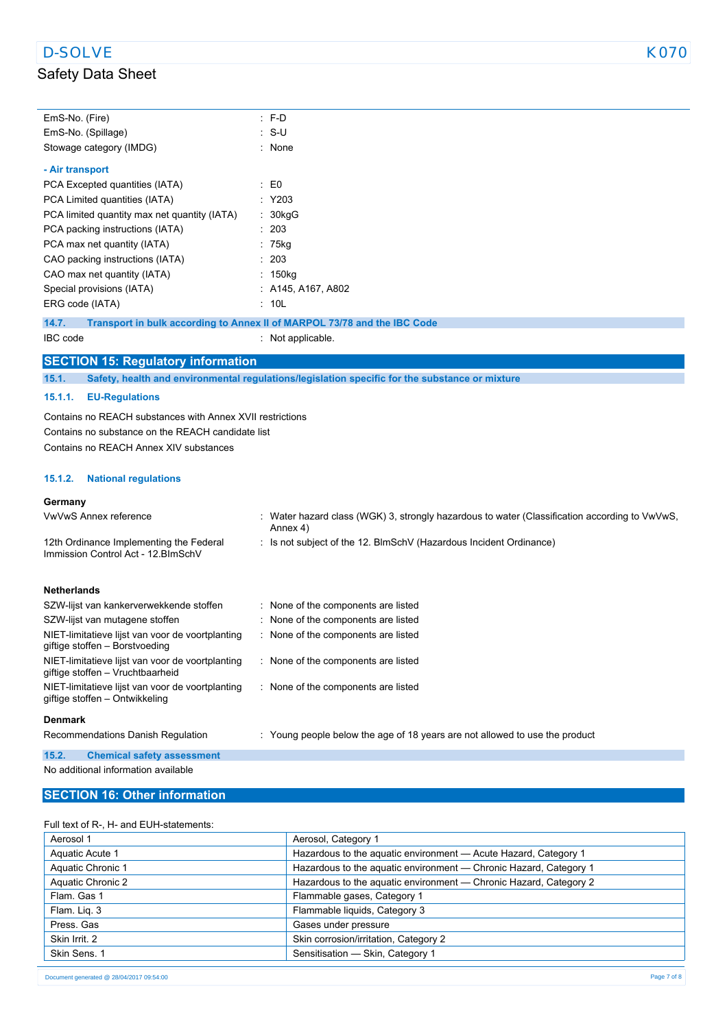| | | |
|---|---|---|
| EmS-No. (Fire) | : | F-D |
| EmS-No. (Spillage) | : | S-U |
| Stowage category (IMDG) | : | None |

**- Air transport**

| | | |
|---|---|---|
| PCA Excepted quantities (IATA) | : | E0 |
| PCA Limited quantities (IATA) | : | Y203 |
| PCA limited quantity max net quantity (IATA) | : | 30kgG |
| PCA packing instructions (IATA) | : | 203 |
| PCA max net quantity (IATA) | : | 75kg |
| CAO packing instructions (IATA) | : | 203 |
| CAO max net quantity (IATA) | : | 150kg |
| Special provisions (IATA) | : | A145, A167, A802 |
| ERG code (IATA) | : | 10L |

### 14.7. Transport in bulk according to Annex II of MARPOL 73/78 and the IBC Code

IBC code : Not applicable.

## SECTION 15: Regulatory information

### 15.1. Safety, health and environmental regulations/legislation specific for the substance or mixture

#### 15.1.1. EU-Regulations

Contains no REACH substances with Annex XVII restrictions

Contains no substance on the REACH candidate list

Contains no REACH Annex XIV substances

#### 15.1.2. National regulations

**Germany**

| | | |
|---|---|---|
| VwVwS Annex reference | : | Water hazard class (WGK) 3, strongly hazardous to water (Classification according to VwVwS, Annex 4) |
| 12th Ordinance Implementing the Federal Immission Control Act - 12.BImSchV | : | Is not subject of the 12. BlmSchV (Hazardous Incident Ordinance) |

**Netherlands**

| | | |
|---|---|---|
| SZW-lijst van kankerverwekkende stoffen | : | None of the components are listed |
| SZW-lijst van mutagene stoffen | : | None of the components are listed |
| NIET-limitatieve lijst van voor de voortplanting giftige stoffen – Borstvoeding | : | None of the components are listed |
| NIET-limitatieve lijst van voor de voortplanting giftige stoffen – Vruchtbaarheid | : | None of the components are listed |
| NIET-limitatieve lijst van voor de voortplanting giftige stoffen – Ontwikkeling | : | None of the components are listed |

**Denmark**

| | | |
|---|---|---|
| Recommendations Danish Regulation | : | Young people below the age of 18 years are not allowed to use the product |

### 15.2. Chemical safety assessment

No additional information available

## SECTION 16: Other information

Full text of R-, H- and EUH-statements:

| | |
|---|---|
| Aerosol 1 | Aerosol, Category 1 |
| Aquatic Acute 1 | Hazardous to the aquatic environment — Acute Hazard, Category 1 |
| Aquatic Chronic 1 | Hazardous to the aquatic environment — Chronic Hazard, Category 1 |
| Aquatic Chronic 2 | Hazardous to the aquatic environment — Chronic Hazard, Category 2 |
| Flam. Gas 1 | Flammable gases, Category 1 |
| Flam. Liq. 3 | Flammable liquids, Category 3 |
| Press. Gas | Gases under pressure |
| Skin Irrit. 2 | Skin corrosion/irritation, Category 2 |
| Skin Sens. 1 | Sensitisation — Skin, Category 1 |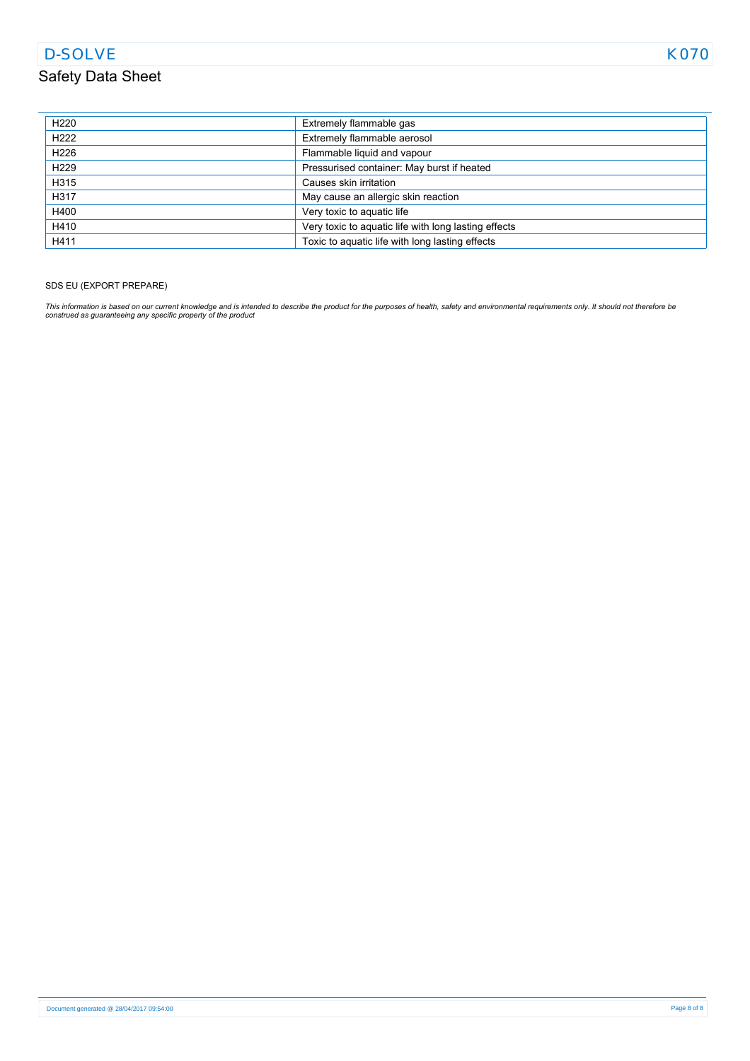| | |
|---|---|
| H220 | Extremely flammable gas |
| H222 | Extremely flammable aerosol |
| H226 | Flammable liquid and vapour |
| H229 | Pressurised container: May burst if heated |
| H315 | Causes skin irritation |
| H317 | May cause an allergic skin reaction |
| H400 | Very toxic to aquatic life |
| H410 | Very toxic to aquatic life with long lasting effects |
| H411 | Toxic to aquatic life with long lasting effects |

SDS EU (EXPORT PREPARE)

*This information is based on our current knowledge and is intended to describe the product for the purposes of health, safety and environmental requirements only. It should not therefore be construed as guaranteeing any specific property of the product*